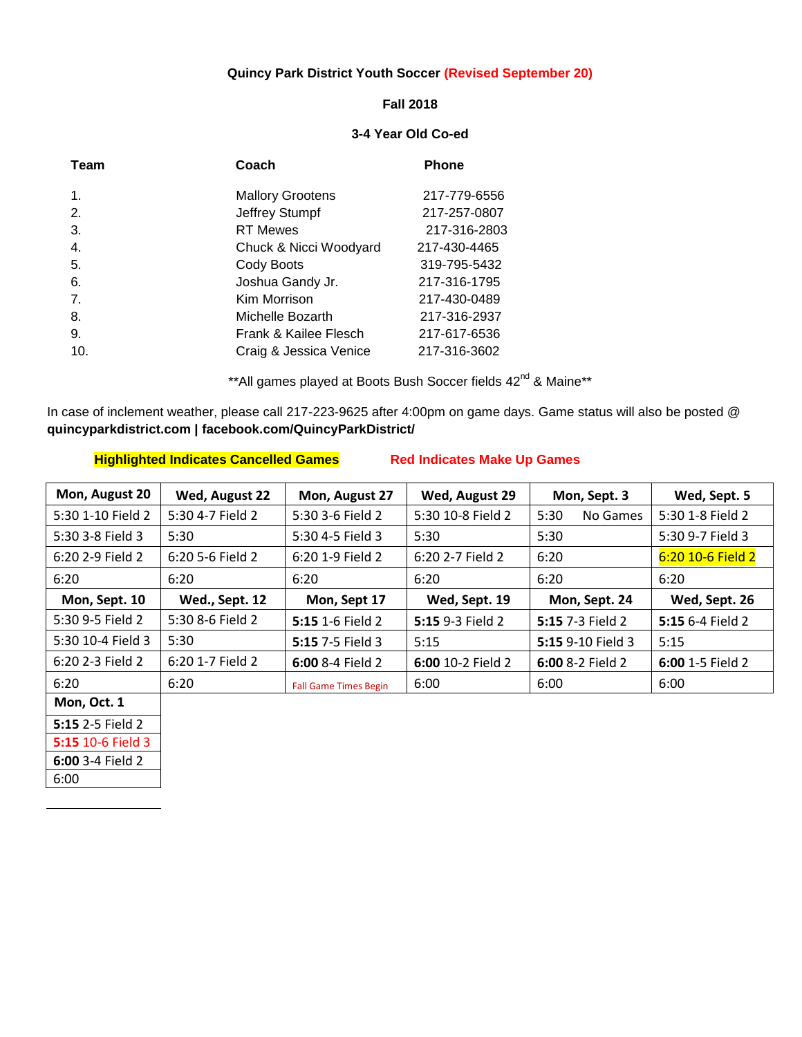**Quincy Park District Youth Soccer (Revised September 20)**

**Fall 2018**

**3-4 Year Old Co-ed**

| Team | Coach | Phone |
|---|---|---|
| 1. | Mallory Grootens | 217-779-6556 |
| 2. | Jeffrey Stumpf | 217-257-0807 |
| 3. | RT Mewes | 217-316-2803 |
| 4. | Chuck & Nicci Woodyard | 217-430-4465 |
| 5. | Cody Boots | 319-795-5432 |
| 6. | Joshua Gandy Jr. | 217-316-1795 |
| 7. | Kim Morrison | 217-430-0489 |
| 8. | Michelle Bozarth | 217-316-2937 |
| 9. | Frank & Kailee Flesch | 217-617-6536 |
| 10. | Craig & Jessica Venice | 217-316-3602 |

**All games played at Boots Bush Soccer fields 42nd & Maine**

In case of inclement weather, please call 217-223-9625 after 4:00pm on game days. Game status will also be posted @ **quincyparkdistrict.com | facebook.com/QuincyParkDistrict/**

**Highlighted Indicates Cancelled Games** **Red Indicates Make Up Games**

| Mon, August 20 | Wed, August 22 | Mon, August 27 | Wed, August 29 | Mon, Sept. 3 | Wed, Sept. 5 |
|---|---|---|---|---|---|
| 5:30 1-10 Field 2 | 5:30 4-7 Field 2 | 5:30 3-6 Field 2 | 5:30 10-8 Field 2 | 5:30 No Games | 5:30 1-8 Field 2 |
| 5:30 3-8 Field 3 | 5:30 | 5:30 4-5 Field 3 | 5:30 | 5:30 | 5:30 9-7 Field 3 |
| 6:20 2-9 Field 2 | 6:20 5-6 Field 2 | 6:20 1-9 Field 2 | 6:20 2-7 Field 2 | 6:20 | 6:20 10-6 Field 2 (cancelled) |
| 6:20 | 6:20 | 6:20 | 6:20 | 6:20 | 6:20 |
| **Mon, Sept. 10** | **Wed., Sept. 12** | **Mon, Sept 17** | **Wed, Sept. 19** | **Mon, Sept. 24** | **Wed, Sept. 26** |
| 5:30 9-5 Field 2 | 5:30 8-6 Field 2 | **5:15** 1-6 Field 2 | **5:15** 9-3 Field 2 | **5:15** 7-3 Field 2 | **5:15** 6-4 Field 2 |
| 5:30 10-4 Field 3 | 5:30 | **5:15** 7-5 Field 3 | 5:15 | **5:15** 9-10 Field 3 | 5:15 |
| 6:20 2-3 Field 2 | 6:20 1-7 Field 2 | **6:00** 8-4 Field 2 | **6:00** 10-2 Field 2 | **6:00** 8-2 Field 2 | **6:00** 1-5 Field 2 |
| 6:20 | 6:20 | Fall Game Times Begin | 6:00 | 6:00 | 6:00 |
| **Mon, Oct. 1** | | | | | |
| **5:15** 2-5 Field 2 | | | | | |
| **5:15** 10-6 Field 3 (make up) | | | | | |
| **6:00** 3-4 Field 2 | | | | | |
| 6:00 | | | | | |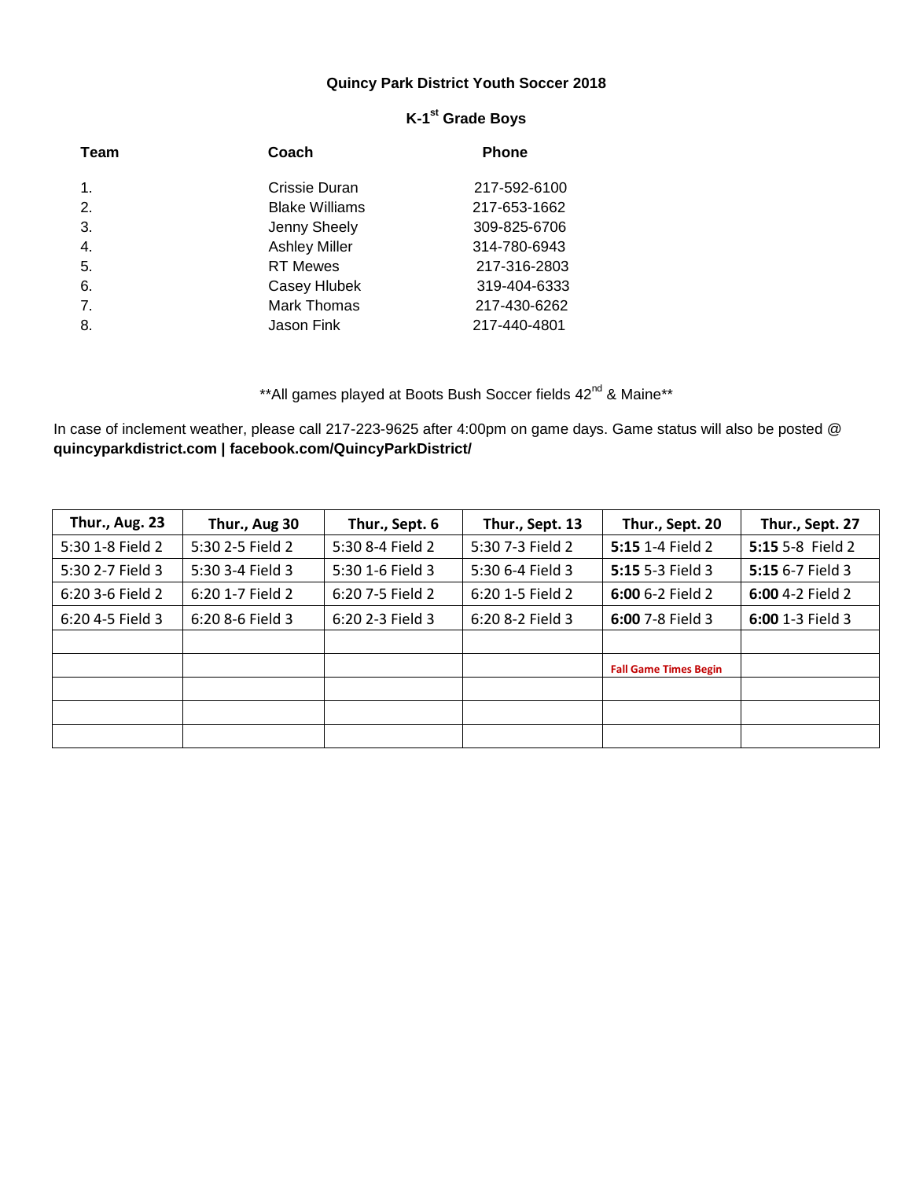**Quincy Park District Youth Soccer 2018**

**K-1st Grade Boys**

| Team | Coach | Phone |
|---|---|---|
| 1. | Crissie Duran | 217-592-6100 |
| 2. | Blake Williams | 217-653-1662 |
| 3. | Jenny Sheely | 309-825-6706 |
| 4. | Ashley Miller | 314-780-6943 |
| 5. | RT Mewes | 217-316-2803 |
| 6. | Casey Hlubek | 319-404-6333 |
| 7. | Mark Thomas | 217-430-6262 |
| 8. | Jason Fink | 217-440-4801 |

**All games played at Boots Bush Soccer fields 42nd & Maine**

In case of inclement weather, please call 217-223-9625 after 4:00pm on game days. Game status will also be posted @ **quincyparkdistrict.com | facebook.com/QuincyParkDistrict/**

| Thur., Aug. 23 | Thur., Aug 30 | Thur., Sept. 6 | Thur., Sept. 13 | Thur., Sept. 20 | Thur., Sept. 27 |
|---|---|---|---|---|---|
| 5:30 1-8 Field 2 | 5:30 2-5 Field 2 | 5:30 8-4 Field 2 | 5:30 7-3 Field 2 | **5:15** 1-4 Field 2 | **5:15** 5-8 Field 2 |
| 5:30 2-7 Field 3 | 5:30 3-4 Field 3 | 5:30 1-6 Field 3 | 5:30 6-4 Field 3 | **5:15** 5-3 Field 3 | **5:15** 6-7 Field 3 |
| 6:20 3-6 Field 2 | 6:20 1-7 Field 2 | 6:20 7-5 Field 2 | 6:20 1-5 Field 2 | **6:00** 6-2 Field 2 | **6:00** 4-2 Field 2 |
| 6:20 4-5 Field 3 | 6:20 8-6 Field 3 | 6:20 2-3 Field 3 | 6:20 8-2 Field 3 | **6:00** 7-8 Field 3 | **6:00** 1-3 Field 3 |
| | | | | | |
| | | | | **Fall Game Times Begin** | |
| | | | | | |
| | | | | | |
| | | | | | |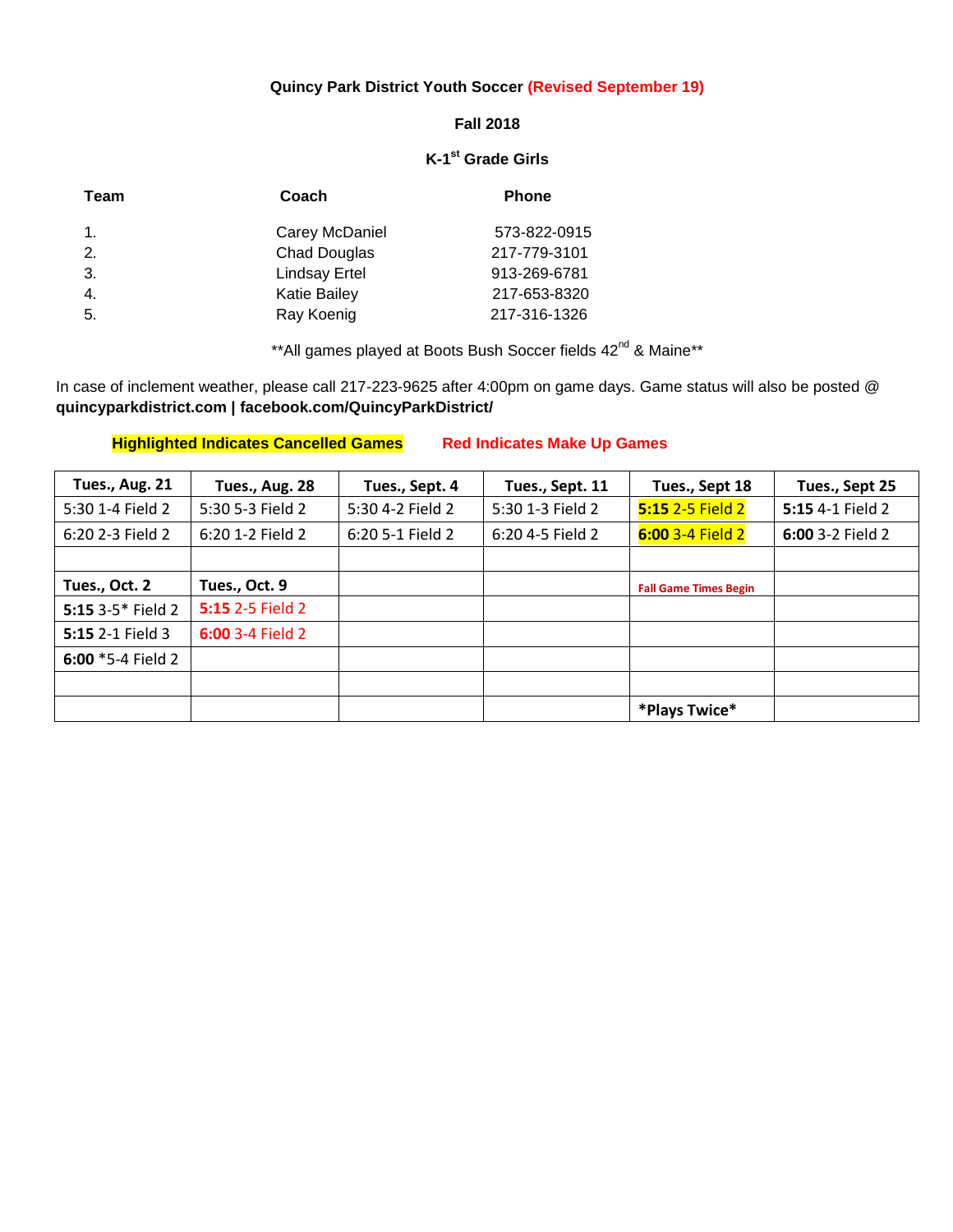**Quincy Park District Youth Soccer (Revised September 19)**

**Fall 2018**

**K-1st Grade Girls**

| Team | Coach | Phone |
|---|---|---|
| 1. | Carey McDaniel | 573-822-0915 |
| 2. | Chad Douglas | 217-779-3101 |
| 3. | Lindsay Ertel | 913-269-6781 |
| 4. | Katie Bailey | 217-653-8320 |
| 5. | Ray Koenig | 217-316-1326 |

**All games played at Boots Bush Soccer fields 42nd & Maine**

In case of inclement weather, please call 217-223-9625 after 4:00pm on game days. Game status will also be posted @ **quincyparkdistrict.com | facebook.com/QuincyParkDistrict/**

**Highlighted Indicates Cancelled Games** **Red Indicates Make Up Games**

| Tues., Aug. 21 | Tues., Aug. 28 | Tues., Sept. 4 | Tues., Sept. 11 | Tues., Sept 18 | Tues., Sept 25 |
|---|---|---|---|---|---|
| 5:30 1-4 Field 2 | 5:30 5-3 Field 2 | 5:30 4-2 Field 2 | 5:30 1-3 Field 2 | **5:15** 2-5 Field 2 | **5:15** 4-1 Field 2 |
| 6:20 2-3 Field 2 | 6:20 1-2 Field 2 | 6:20 5-1 Field 2 | 6:20 4-5 Field 2 | **6:00** 3-4 Field 2 | **6:00** 3-2 Field 2 |
| | | | | | |
| **Tues., Oct. 2** | **Tues., Oct. 9** | | | **Fall Game Times Begin** | |
| **5:15** 3-5* Field 2 | **5:15** 2-5 Field 2 | | | | |
| **5:15** 2-1 Field 3 | **6:00** 3-4 Field 2 | | | | |
| **6:00** *5-4 Field 2 | | | | | |
| | | | | | |
| | | | | ***Plays Twice*** | |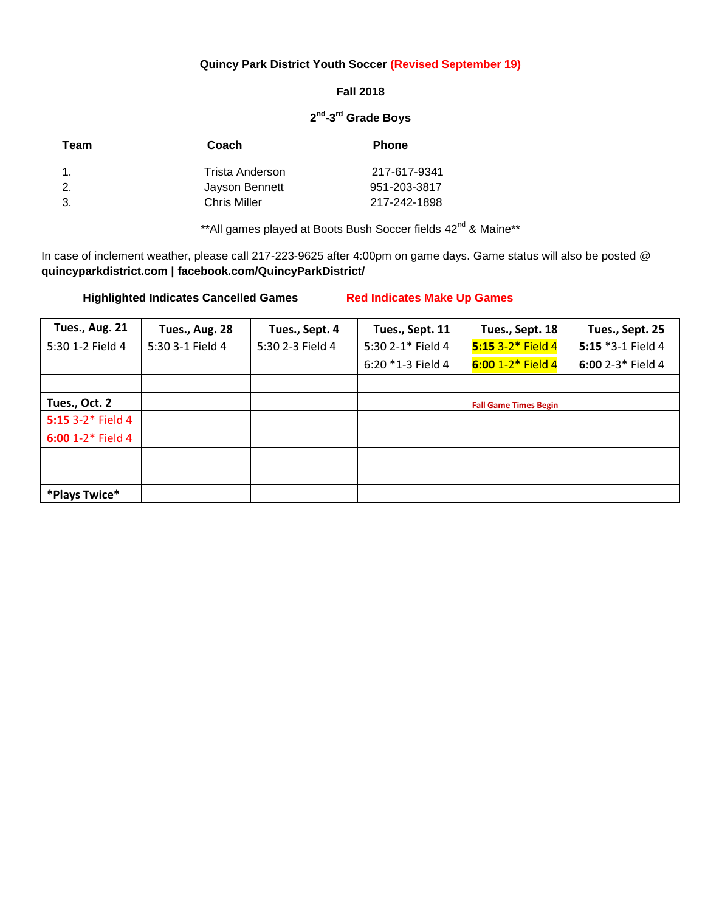**Quincy Park District Youth Soccer (Revised September 19)**

**Fall 2018**

**2nd-3rd Grade Boys**

| Team | Coach | Phone |
|---|---|---|
| 1. | Trista Anderson | 217-617-9341 |
| 2. | Jayson Bennett | 951-203-3817 |
| 3. | Chris Miller | 217-242-1898 |

**All games played at Boots Bush Soccer fields 42nd & Maine**

In case of inclement weather, please call 217-223-9625 after 4:00pm on game days. Game status will also be posted @ **quincyparkdistrict.com | facebook.com/QuincyParkDistrict/**

**Highlighted Indicates Cancelled Games** **Red Indicates Make Up Games**

| Tues., Aug. 21 | Tues., Aug. 28 | Tues., Sept. 4 | Tues., Sept. 11 | Tues., Sept. 18 | Tues., Sept. 25 |
|---|---|---|---|---|---|
| 5:30 1-2 Field 4 | 5:30 3-1 Field 4 | 5:30 2-3 Field 4 | 5:30 2-1* Field 4 | **5:15** 3-2* Field 4 | **5:15** *3-1 Field 4 |
| | | | 6:20 *1-3 Field 4 | **6:00** 1-2* Field 4 | **6:00** 2-3* Field 4 |
| | | | | | |
| **Tues., Oct. 2** | | | | **Fall Game Times Begin** | |
| **5:15** 3-2* Field 4 | | | | | |
| **6:00** 1-2* Field 4 | | | | | |
| | | | | | |
| | | | | | |
| ***Plays Twice*** | | | | | |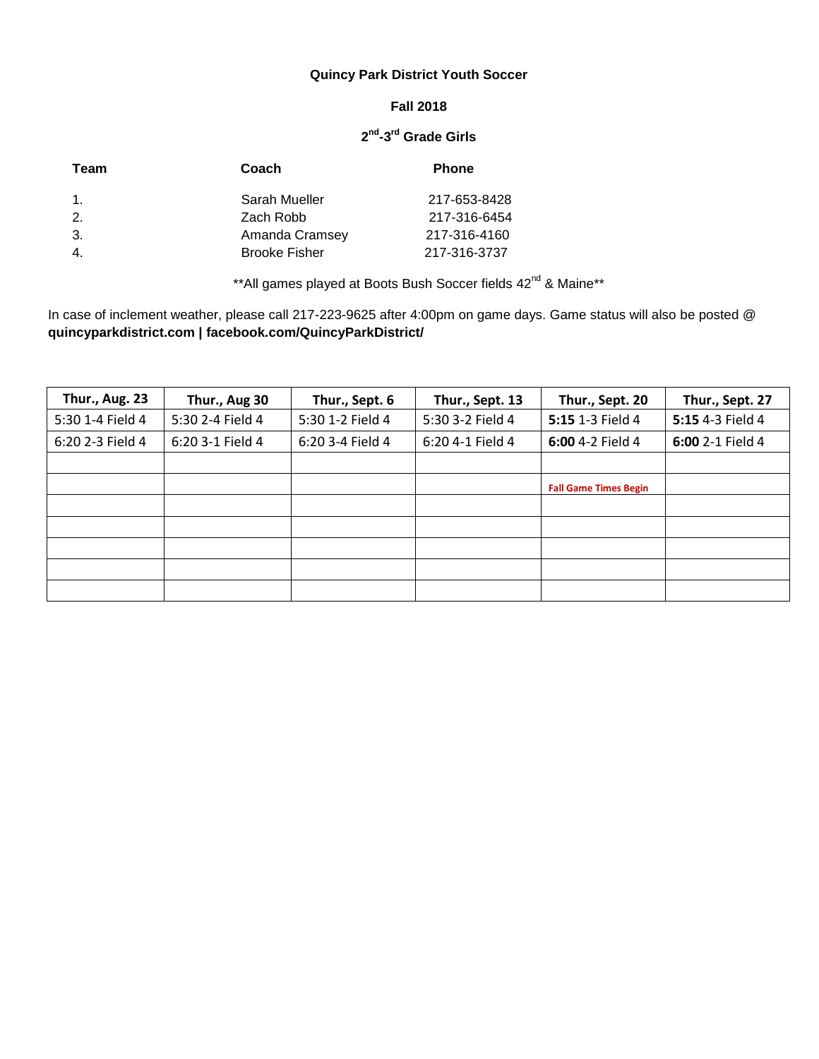**Quincy Park District Youth Soccer**

**Fall 2018**

**2nd-3rd Grade Girls**

| **Team** | **Coach** | **Phone** |
|---|---|---|
| 1. | Sarah Mueller | 217-653-8428 |
| 2. | Zach Robb | 217-316-6454 |
| 3. | Amanda Cramsey | 217-316-4160 |
| 4. | Brooke Fisher | 217-316-3737 |

**All games played at Boots Bush Soccer fields 42nd & Maine**

In case of inclement weather, please call 217-223-9625 after 4:00pm on game days. Game status will also be posted @ **quincyparkdistrict.com | facebook.com/QuincyParkDistrict/**

| **Thur., Aug. 23** | **Thur., Aug 30** | **Thur., Sept. 6** | **Thur., Sept. 13** | **Thur., Sept. 20** | **Thur., Sept. 27** |
|---|---|---|---|---|---|
| 5:30 1-4 Field 4 | 5:30 2-4 Field 4 | 5:30 1-2 Field 4 | 5:30 3-2 Field 4 | **5:15** 1-3 Field 4 | **5:15** 4-3 Field 4 |
| 6:20 2-3 Field 4 | 6:20 3-1 Field 4 | 6:20 3-4 Field 4 | 6:20 4-1 Field 4 | **6:00** 4-2 Field 4 | **6:00** 2-1 Field 4 |
| | | | | | |
| | | | | **Fall Game Times Begin** | |
| | | | | | |
| | | | | | |
| | | | | | |
| | | | | | |
| | | | | | |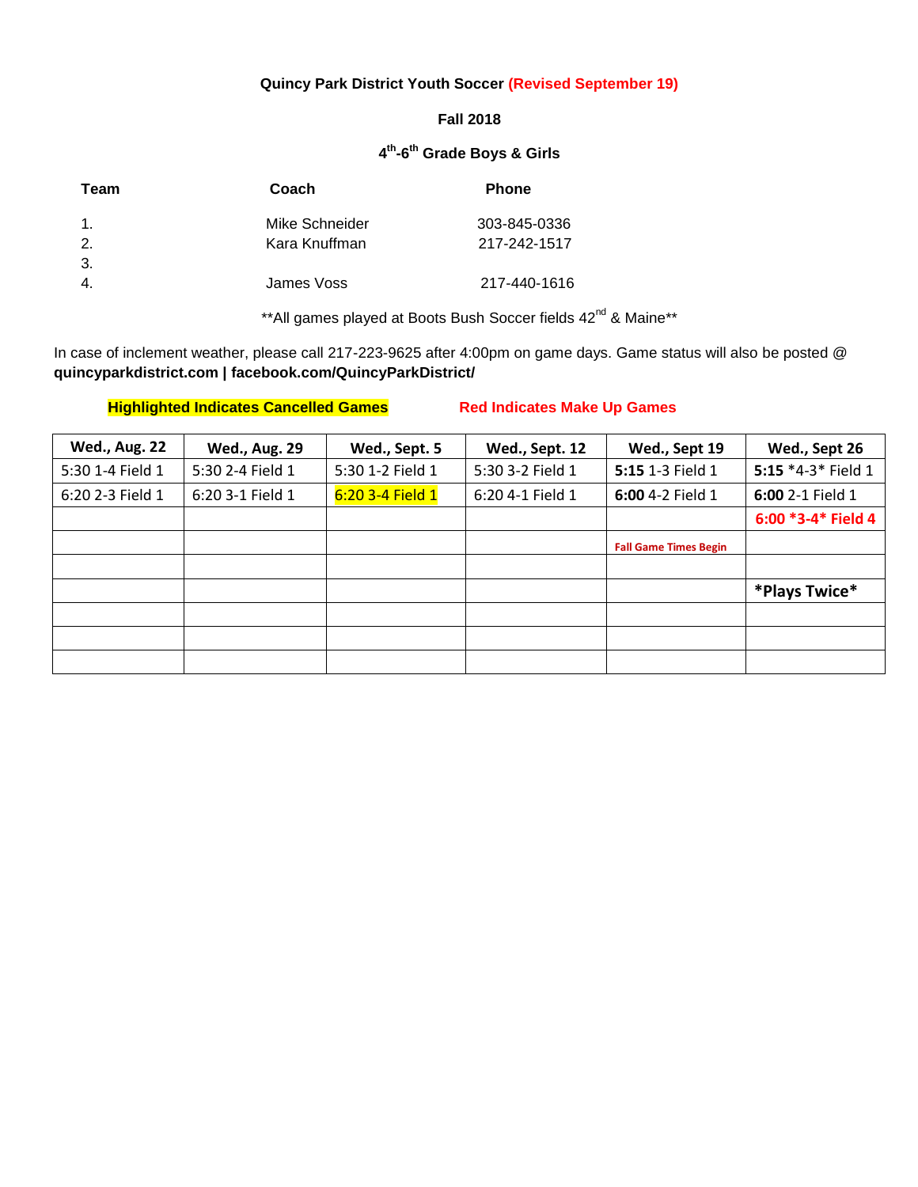**Quincy Park District Youth Soccer (Revised September 19)**

**Fall 2018**

**4th-6th Grade Boys & Girls**

| Team | Coach | Phone |
|---|---|---|
| 1. | Mike Schneider | 303-845-0336 |
| 2. | Kara Knuffman | 217-242-1517 |
| 3. | | |
| 4. | James Voss | 217-440-1616 |

**All games played at Boots Bush Soccer fields 42nd & Maine**

In case of inclement weather, please call 217-223-9625 after 4:00pm on game days. Game status will also be posted @ **quincyparkdistrict.com | facebook.com/QuincyParkDistrict/**

**Highlighted Indicates Cancelled Games** **Red Indicates Make Up Games**

| Wed., Aug. 22 | Wed., Aug. 29 | Wed., Sept. 5 | Wed., Sept. 12 | Wed., Sept 19 | Wed., Sept 26 |
|---|---|---|---|---|---|
| 5:30 1-4 Field 1 | 5:30 2-4 Field 1 | 5:30 1-2 Field 1 | 5:30 3-2 Field 1 | **5:15** 1-3 Field 1 | **5:15** *4-3* Field 1 |
| 6:20 2-3 Field 1 | 6:20 3-1 Field 1 | 6:20 3-4 Field 1 | 6:20 4-1 Field 1 | **6:00** 4-2 Field 1 | **6:00** 2-1 Field 1 |
| | | | | | **6:00 *3-4* Field 4** |
| | | | | Fall Game Times Begin | |
| | | | | | |
| | | | | | ***Plays Twice*** |
| | | | | | |
| | | | | | |
| | | | | | |